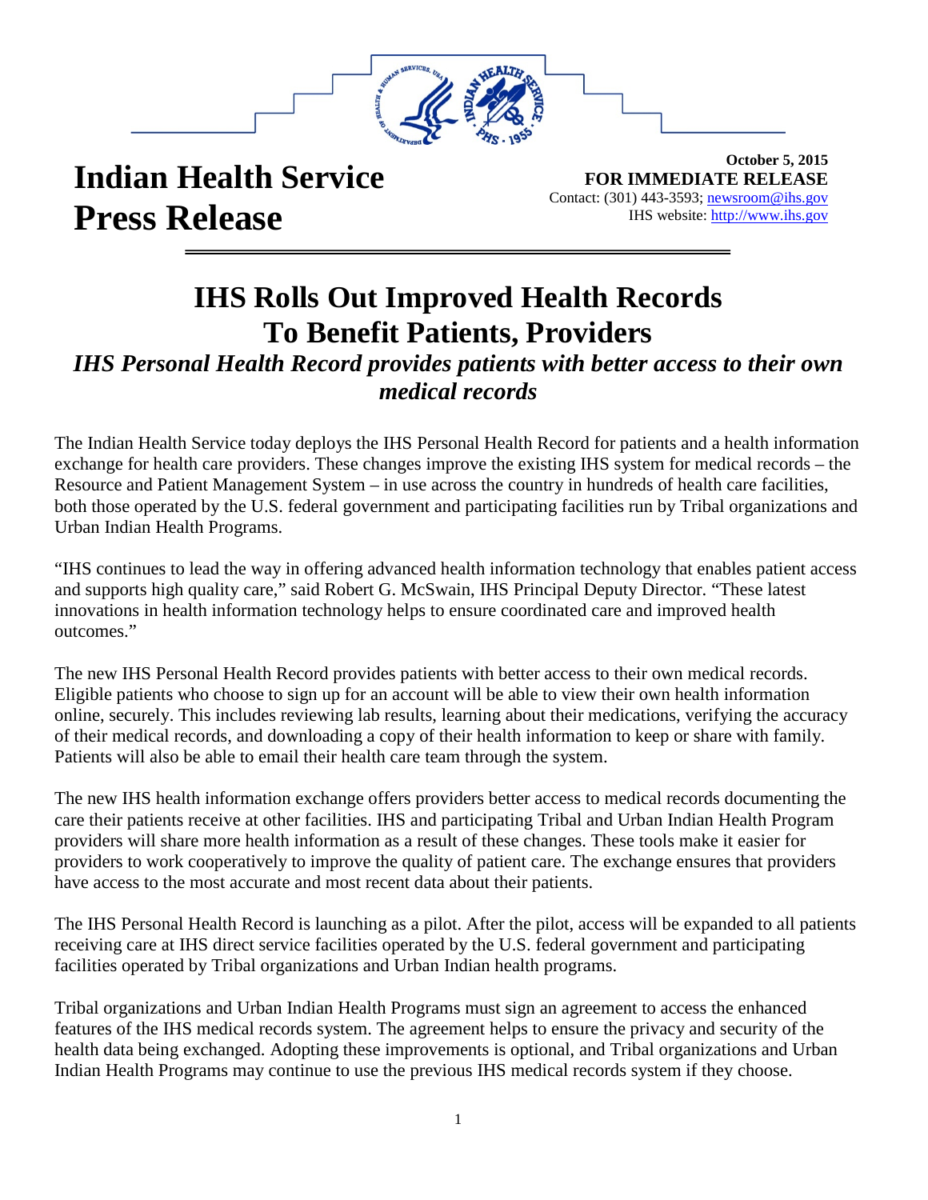# Indian Health Service Press Release

**October 5, 2015**
**FOR IMMEDIATE RELEASE**
Contact: (301) 443-3593; newsroom@ihs.gov
IHS website: http://www.ihs.gov

## IHS Rolls Out Improved Health Records To Benefit Patients, Providers

### *IHS Personal Health Record provides patients with better access to their own medical records*

The Indian Health Service today deploys the IHS Personal Health Record for patients and a health information exchange for health care providers. These changes improve the existing IHS system for medical records – the Resource and Patient Management System – in use across the country in hundreds of health care facilities, both those operated by the U.S. federal government and participating facilities run by Tribal organizations and Urban Indian Health Programs.

"IHS continues to lead the way in offering advanced health information technology that enables patient access and supports high quality care," said Robert G. McSwain, IHS Principal Deputy Director. "These latest innovations in health information technology helps to ensure coordinated care and improved health outcomes."

The new IHS Personal Health Record provides patients with better access to their own medical records. Eligible patients who choose to sign up for an account will be able to view their own health information online, securely. This includes reviewing lab results, learning about their medications, verifying the accuracy of their medical records, and downloading a copy of their health information to keep or share with family. Patients will also be able to email their health care team through the system.

The new IHS health information exchange offers providers better access to medical records documenting the care their patients receive at other facilities. IHS and participating Tribal and Urban Indian Health Program providers will share more health information as a result of these changes. These tools make it easier for providers to work cooperatively to improve the quality of patient care. The exchange ensures that providers have access to the most accurate and most recent data about their patients.

The IHS Personal Health Record is launching as a pilot. After the pilot, access will be expanded to all patients receiving care at IHS direct service facilities operated by the U.S. federal government and participating facilities operated by Tribal organizations and Urban Indian health programs.

Tribal organizations and Urban Indian Health Programs must sign an agreement to access the enhanced features of the IHS medical records system. The agreement helps to ensure the privacy and security of the health data being exchanged. Adopting these improvements is optional, and Tribal organizations and Urban Indian Health Programs may continue to use the previous IHS medical records system if they choose.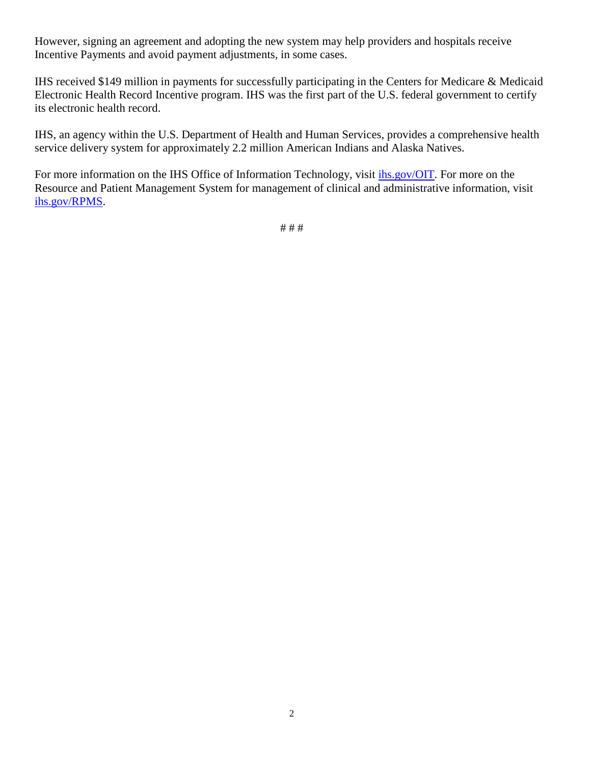However, signing an agreement and adopting the new system may help providers and hospitals receive Incentive Payments and avoid payment adjustments, in some cases.

IHS received $149 million in payments for successfully participating in the Centers for Medicare & Medicaid Electronic Health Record Incentive program. IHS was the first part of the U.S. federal government to certify its electronic health record.

IHS, an agency within the U.S. Department of Health and Human Services, provides a comprehensive health service delivery system for approximately 2.2 million American Indians and Alaska Natives.

For more information on the IHS Office of Information Technology, visit [ihs.gov/OIT](ihs.gov/OIT). For more on the Resource and Patient Management System for management of clinical and administrative information, visit [ihs.gov/RPMS](ihs.gov/RPMS).

# # #